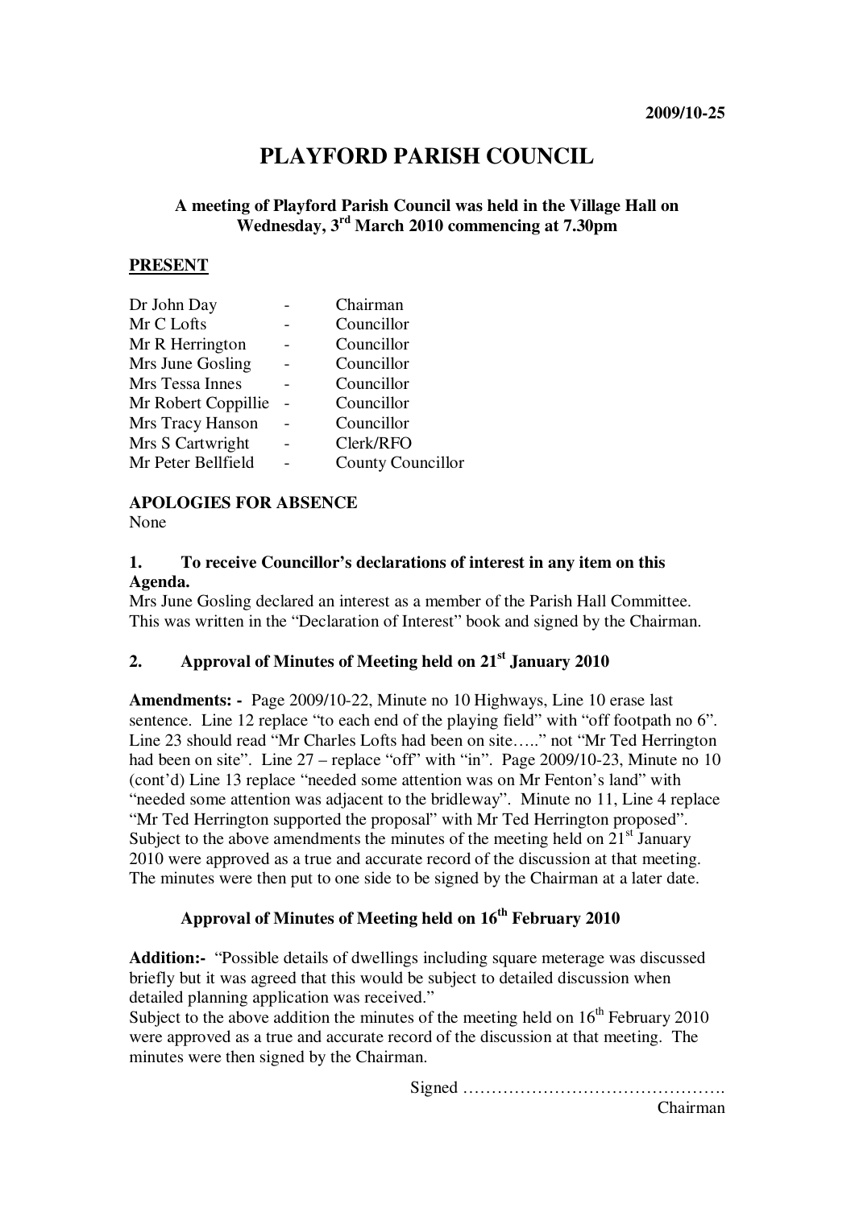2009/10-25

# PLAYFORD PARISH COUNCIL

**A meeting of Playford Parish Council was held in the Village Hall on Wednesday, 3rd March 2010 commencing at 7.30pm**

## PRESENT

| | | |
|---|---|---|
| Dr John Day | - | Chairman |
| Mr C Lofts | - | Councillor |
| Mr R Herrington | - | Councillor |
| Mrs June Gosling | - | Councillor |
| Mrs Tessa Innes | - | Councillor |
| Mr Robert Coppillie | - | Councillor |
| Mrs Tracy Hanson | - | Councillor |
| Mrs S Cartwright | - | Clerk/RFO |
| Mr Peter Bellfield | - | County Councillor |

**APOLOGIES FOR ABSENCE**

None

**1. To receive Councillor's declarations of interest in any item on this Agenda.**

Mrs June Gosling declared an interest as a member of the Parish Hall Committee. This was written in the "Declaration of Interest" book and signed by the Chairman.

**2. Approval of Minutes of Meeting held on 21st January 2010**

**Amendments: -** Page 2009/10-22, Minute no 10 Highways, Line 10 erase last sentence. Line 12 replace "to each end of the playing field" with "off footpath no 6". Line 23 should read "Mr Charles Lofts had been on site….." not "Mr Ted Herrington had been on site". Line 27 – replace "off" with "in". Page 2009/10-23, Minute no 10 (cont'd) Line 13 replace "needed some attention was on Mr Fenton's land" with "needed some attention was adjacent to the bridleway". Minute no 11, Line 4 replace "Mr Ted Herrington supported the proposal" with Mr Ted Herrington proposed". Subject to the above amendments the minutes of the meeting held on 21st January 2010 were approved as a true and accurate record of the discussion at that meeting. The minutes were then put to one side to be signed by the Chairman at a later date.

**Approval of Minutes of Meeting held on 16th February 2010**

**Addition:-** "Possible details of dwellings including square meterage was discussed briefly but it was agreed that this would be subject to detailed discussion when detailed planning application was received."

Subject to the above addition the minutes of the meeting held on 16th February 2010 were approved as a true and accurate record of the discussion at that meeting. The minutes were then signed by the Chairman.

Signed ……………………………………….

Chairman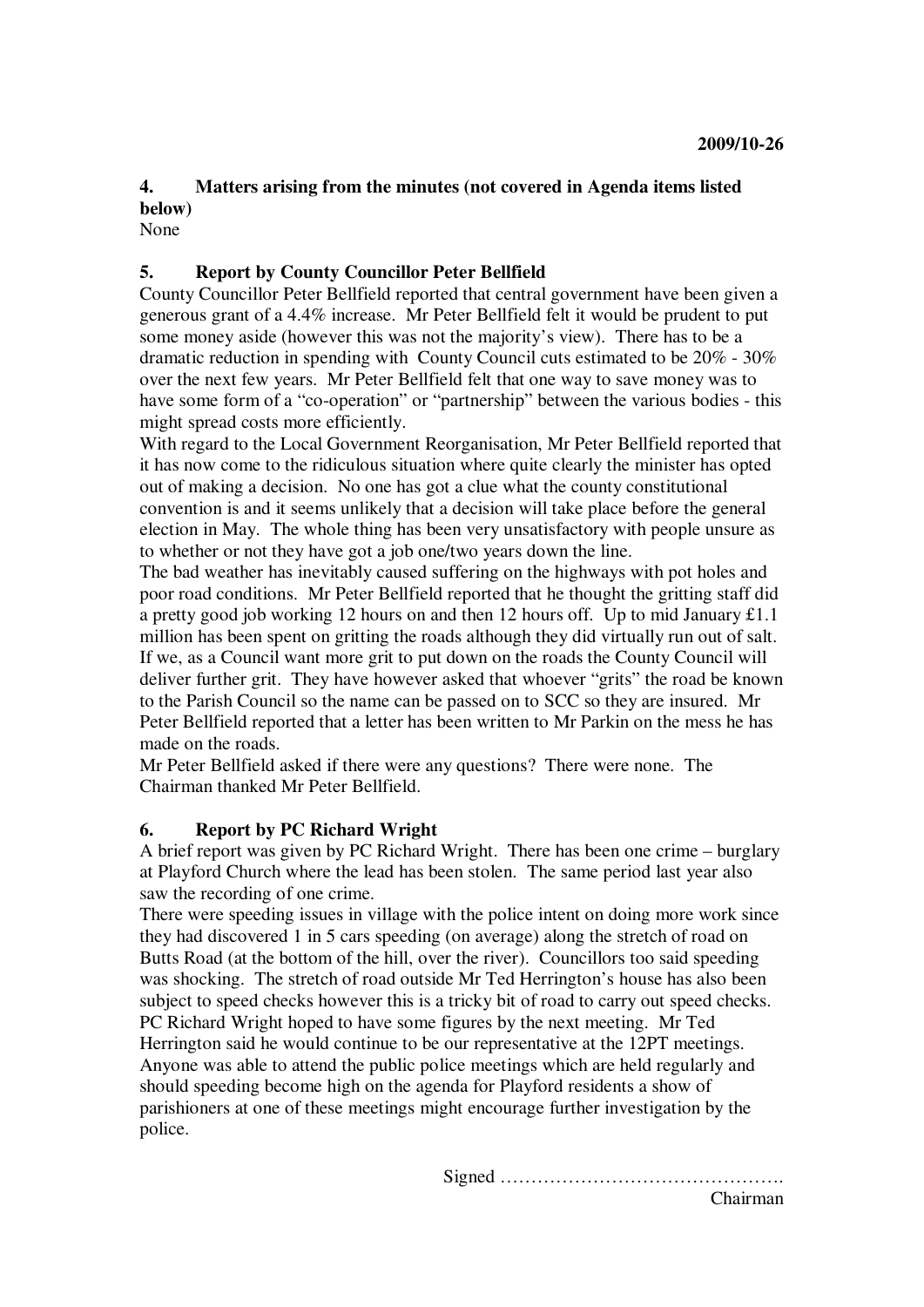**2009/10-26**

## 4. Matters arising from the minutes (not covered in Agenda items listed below)

None

## 5. Report by County Councillor Peter Bellfield

County Councillor Peter Bellfield reported that central government have been given a generous grant of a 4.4% increase. Mr Peter Bellfield felt it would be prudent to put some money aside (however this was not the majority's view). There has to be a dramatic reduction in spending with County Council cuts estimated to be 20% - 30% over the next few years. Mr Peter Bellfield felt that one way to save money was to have some form of a "co-operation" or "partnership" between the various bodies - this might spread costs more efficiently.

With regard to the Local Government Reorganisation, Mr Peter Bellfield reported that it has now come to the ridiculous situation where quite clearly the minister has opted out of making a decision. No one has got a clue what the county constitutional convention is and it seems unlikely that a decision will take place before the general election in May. The whole thing has been very unsatisfactory with people unsure as to whether or not they have got a job one/two years down the line.

The bad weather has inevitably caused suffering on the highways with pot holes and poor road conditions. Mr Peter Bellfield reported that he thought the gritting staff did a pretty good job working 12 hours on and then 12 hours off. Up to mid January £1.1 million has been spent on gritting the roads although they did virtually run out of salt. If we, as a Council want more grit to put down on the roads the County Council will deliver further grit. They have however asked that whoever "grits" the road be known to the Parish Council so the name can be passed on to SCC so they are insured. Mr Peter Bellfield reported that a letter has been written to Mr Parkin on the mess he has made on the roads.

Mr Peter Bellfield asked if there were any questions? There were none. The Chairman thanked Mr Peter Bellfield.

## 6. Report by PC Richard Wright

A brief report was given by PC Richard Wright. There has been one crime – burglary at Playford Church where the lead has been stolen. The same period last year also saw the recording of one crime.

There were speeding issues in village with the police intent on doing more work since they had discovered 1 in 5 cars speeding (on average) along the stretch of road on Butts Road (at the bottom of the hill, over the river). Councillors too said speeding was shocking. The stretch of road outside Mr Ted Herrington's house has also been subject to speed checks however this is a tricky bit of road to carry out speed checks. PC Richard Wright hoped to have some figures by the next meeting. Mr Ted Herrington said he would continue to be our representative at the 12PT meetings. Anyone was able to attend the public police meetings which are held regularly and should speeding become high on the agenda for Playford residents a show of parishioners at one of these meetings might encourage further investigation by the police.

Signed ……………………………………….
Chairman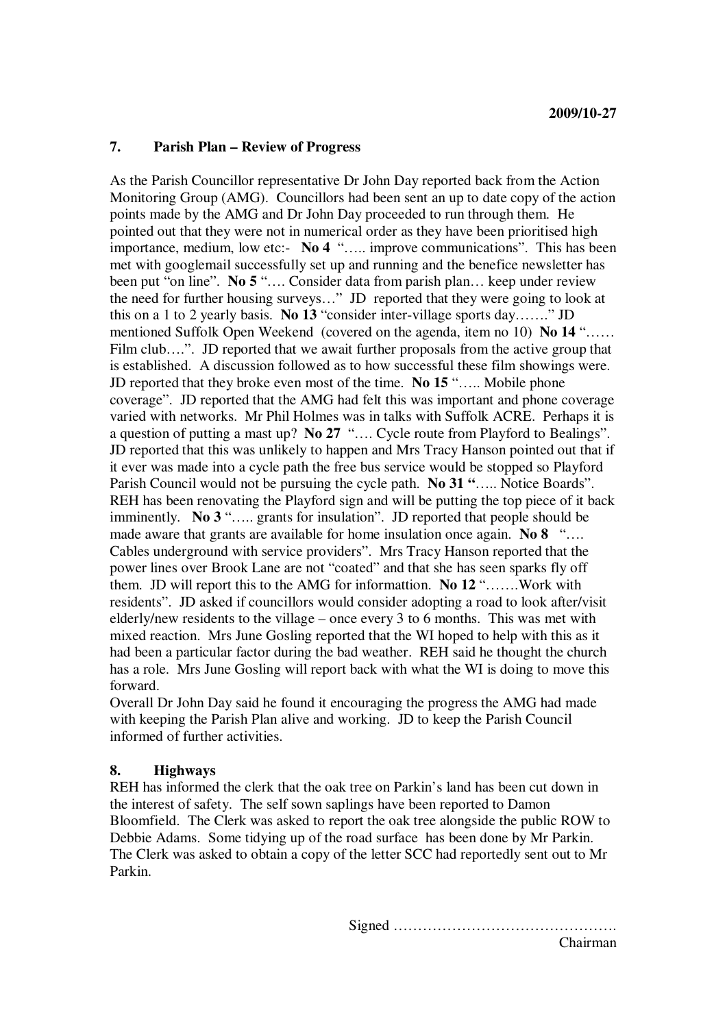## 7. Parish Plan – Review of Progress

As the Parish Councillor representative Dr John Day reported back from the Action Monitoring Group (AMG). Councillors had been sent an up to date copy of the action points made by the AMG and Dr John Day proceeded to run through them. He pointed out that they were not in numerical order as they have been prioritised high importance, medium, low etc:- **No 4** "….. improve communications". This has been met with googlemail successfully set up and running and the benefice newsletter has been put "on line". **No 5** "…. Consider data from parish plan… keep under review the need for further housing surveys…" JD reported that they were going to look at this on a 1 to 2 yearly basis. **No 13** "consider inter-village sports day……." JD mentioned Suffolk Open Weekend (covered on the agenda, item no 10) **No 14** "…… Film club….". JD reported that we await further proposals from the active group that is established. A discussion followed as to how successful these film showings were. JD reported that they broke even most of the time. **No 15** "….. Mobile phone coverage". JD reported that the AMG had felt this was important and phone coverage varied with networks. Mr Phil Holmes was in talks with Suffolk ACRE. Perhaps it is a question of putting a mast up? **No 27** "…. Cycle route from Playford to Bealings". JD reported that this was unlikely to happen and Mrs Tracy Hanson pointed out that if it ever was made into a cycle path the free bus service would be stopped so Playford Parish Council would not be pursuing the cycle path. **No 31** "….. Notice Boards". REH has been renovating the Playford sign and will be putting the top piece of it back imminently. **No 3** "….. grants for insulation". JD reported that people should be made aware that grants are available for home insulation once again. **No 8** "…. Cables underground with service providers". Mrs Tracy Hanson reported that the power lines over Brook Lane are not "coated" and that she has seen sparks fly off them. JD will report this to the AMG for informattion. **No 12** "…….Work with residents". JD asked if councillors would consider adopting a road to look after/visit elderly/new residents to the village – once every 3 to 6 months. This was met with mixed reaction. Mrs June Gosling reported that the WI hoped to help with this as it had been a particular factor during the bad weather. REH said he thought the church has a role. Mrs June Gosling will report back with what the WI is doing to move this forward.

Overall Dr John Day said he found it encouraging the progress the AMG had made with keeping the Parish Plan alive and working. JD to keep the Parish Council informed of further activities.

## 8. Highways

REH has informed the clerk that the oak tree on Parkin's land has been cut down in the interest of safety. The self sown saplings have been reported to Damon Bloomfield. The Clerk was asked to report the oak tree alongside the public ROW to Debbie Adams. Some tidying up of the road surface has been done by Mr Parkin. The Clerk was asked to obtain a copy of the letter SCC had reportedly sent out to Mr Parkin.

Signed ……………………………………….
Chairman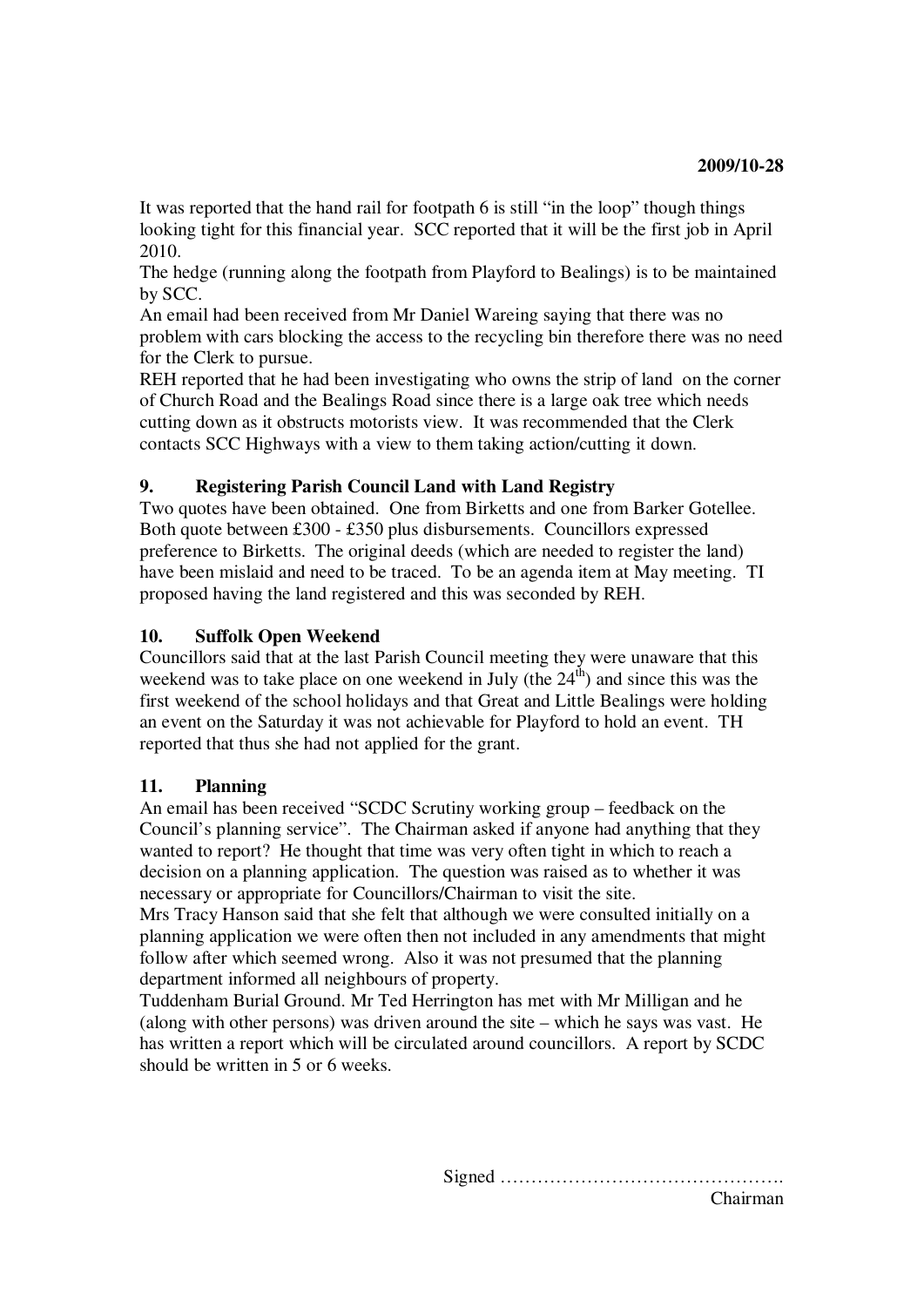**2009/10-28**

It was reported that the hand rail for footpath 6 is still "in the loop" though things looking tight for this financial year. SCC reported that it will be the first job in April 2010.

The hedge (running along the footpath from Playford to Bealings) is to be maintained by SCC.

An email had been received from Mr Daniel Wareing saying that there was no problem with cars blocking the access to the recycling bin therefore there was no need for the Clerk to pursue.

REH reported that he had been investigating who owns the strip of land on the corner of Church Road and the Bealings Road since there is a large oak tree which needs cutting down as it obstructs motorists view. It was recommended that the Clerk contacts SCC Highways with a view to them taking action/cutting it down.

**9. Registering Parish Council Land with Land Registry**

Two quotes have been obtained. One from Birketts and one from Barker Gotellee. Both quote between £300 - £350 plus disbursements. Councillors expressed preference to Birketts. The original deeds (which are needed to register the land) have been mislaid and need to be traced. To be an agenda item at May meeting. TI proposed having the land registered and this was seconded by REH.

**10. Suffolk Open Weekend**

Councillors said that at the last Parish Council meeting they were unaware that this weekend was to take place on one weekend in July (the 24th) and since this was the first weekend of the school holidays and that Great and Little Bealings were holding an event on the Saturday it was not achievable for Playford to hold an event. TH reported that thus she had not applied for the grant.

**11. Planning**

An email has been received "SCDC Scrutiny working group – feedback on the Council's planning service". The Chairman asked if anyone had anything that they wanted to report? He thought that time was very often tight in which to reach a decision on a planning application. The question was raised as to whether it was necessary or appropriate for Councillors/Chairman to visit the site.

Mrs Tracy Hanson said that she felt that although we were consulted initially on a planning application we were often then not included in any amendments that might follow after which seemed wrong. Also it was not presumed that the planning department informed all neighbours of property.

Tuddenham Burial Ground. Mr Ted Herrington has met with Mr Milligan and he (along with other persons) was driven around the site – which he says was vast. He has written a report which will be circulated around councillors. A report by SCDC should be written in 5 or 6 weeks.

Signed ……………………………………….
Chairman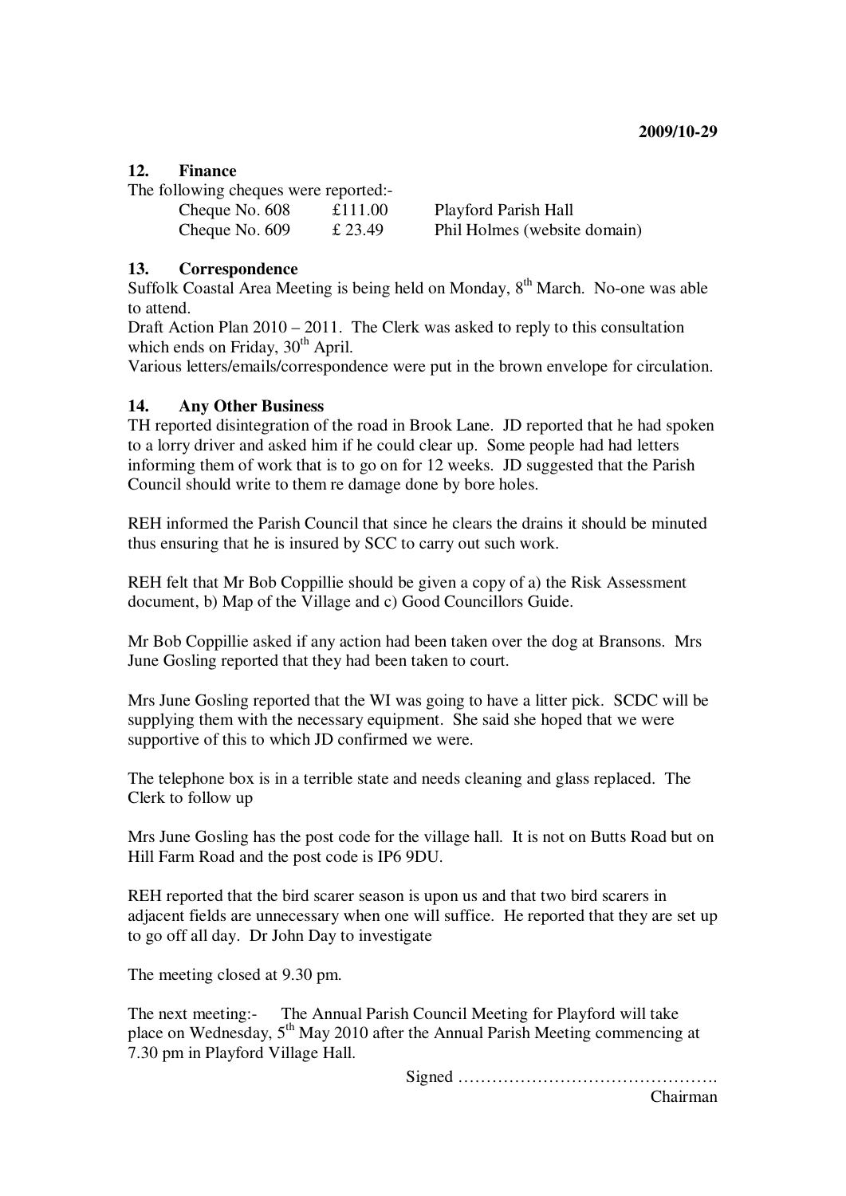**2009/10-29**

## 12. Finance

The following cheques were reported:-

| | | |
|---|---|---|
| Cheque No. 608 | £111.00 | Playford Parish Hall |
| Cheque No. 609 | £ 23.49 | Phil Holmes (website domain) |

## 13. Correspondence

Suffolk Coastal Area Meeting is being held on Monday, 8th March. No-one was able to attend.

Draft Action Plan 2010 – 2011. The Clerk was asked to reply to this consultation which ends on Friday, 30th April.

Various letters/emails/correspondence were put in the brown envelope for circulation.

## 14. Any Other Business

TH reported disintegration of the road in Brook Lane. JD reported that he had spoken to a lorry driver and asked him if he could clear up. Some people had had letters informing them of work that is to go on for 12 weeks. JD suggested that the Parish Council should write to them re damage done by bore holes.

REH informed the Parish Council that since he clears the drains it should be minuted thus ensuring that he is insured by SCC to carry out such work.

REH felt that Mr Bob Coppillie should be given a copy of a) the Risk Assessment document, b) Map of the Village and c) Good Councillors Guide.

Mr Bob Coppillie asked if any action had been taken over the dog at Bransons. Mrs June Gosling reported that they had been taken to court.

Mrs June Gosling reported that the WI was going to have a litter pick. SCDC will be supplying them with the necessary equipment. She said she hoped that we were supportive of this to which JD confirmed we were.

The telephone box is in a terrible state and needs cleaning and glass replaced. The Clerk to follow up

Mrs June Gosling has the post code for the village hall. It is not on Butts Road but on Hill Farm Road and the post code is IP6 9DU.

REH reported that the bird scarer season is upon us and that two bird scarers in adjacent fields are unnecessary when one will suffice. He reported that they are set up to go off all day. Dr John Day to investigate

The meeting closed at 9.30 pm.

The next meeting:- The Annual Parish Council Meeting for Playford will take place on Wednesday, 5th May 2010 after the Annual Parish Meeting commencing at 7.30 pm in Playford Village Hall.

Signed ……………………………………….
Chairman